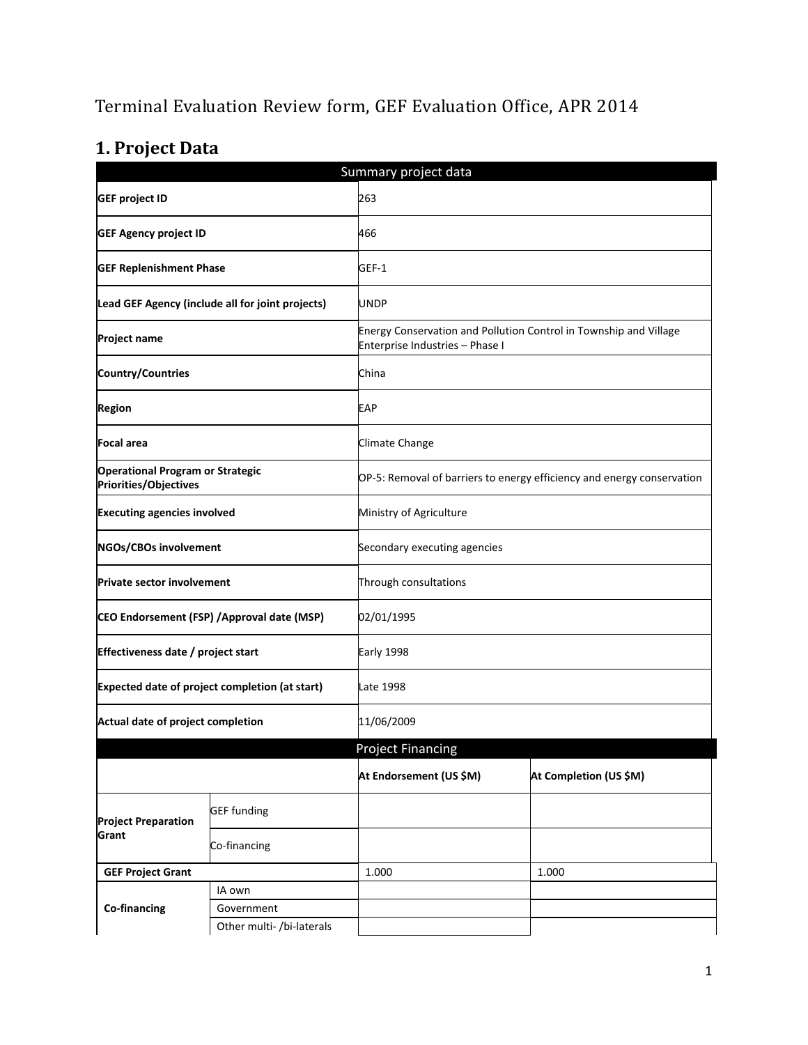Terminal Evaluation Review form, GEF Evaluation Office, APR 2014

# 1. Project Data

| Summary project data | |
|---|---|
| **GEF project ID** | 263 |
| **GEF Agency project ID** | 466 |
| **GEF Replenishment Phase** | GEF-1 |
| **Lead GEF Agency (include all for joint projects)** | UNDP |
| **Project name** | Energy Conservation and Pollution Control in Township and Village Enterprise Industries – Phase I |
| **Country/Countries** | China |
| **Region** | EAP |
| **Focal area** | Climate Change |
| **Operational Program or Strategic Priorities/Objectives** | OP-5: Removal of barriers to energy efficiency and energy conservation |
| **Executing agencies involved** | Ministry of Agriculture |
| **NGOs/CBOs involvement** | Secondary executing agencies |
| **Private sector involvement** | Through consultations |
| **CEO Endorsement (FSP) /Approval date (MSP)** | 02/01/1995 |
| **Effectiveness date / project start** | Early 1998 |
| **Expected date of project completion (at start)** | Late 1998 |
| **Actual date of project completion** | 11/06/2009 |

| Project Financing | | | |
|---|---|---|---|
| | | **At Endorsement (US $M)** | **At Completion (US $M)** |
| **Project Preparation Grant** | GEF funding | | |
| | Co-financing | | |
| **GEF Project Grant** | | 1.000 | 1.000 |
| **Co-financing** | IA own | | |
| | Government | | |
| | Other multi- /bi-laterals | | |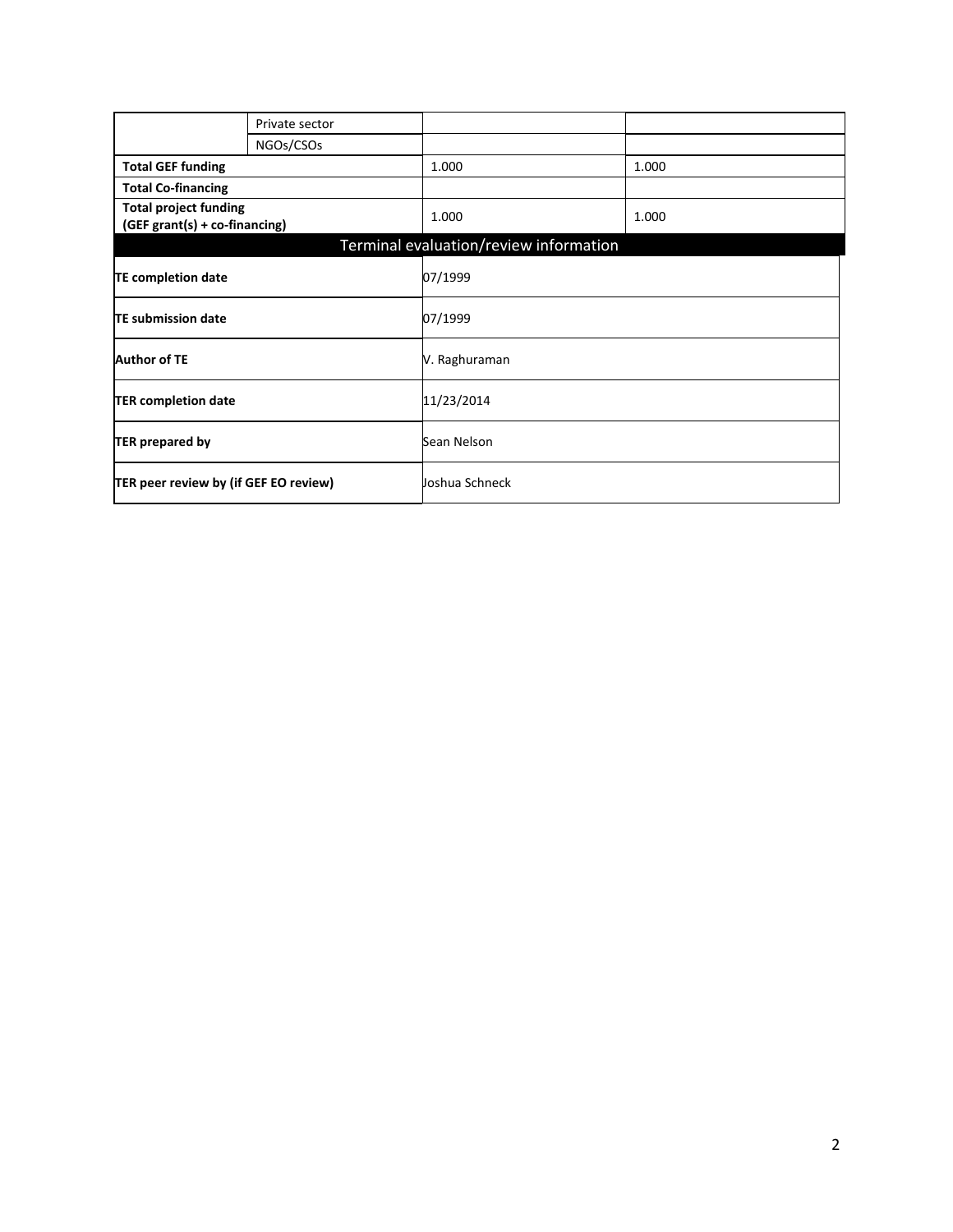| | | | |
|---|---|---|---|
| | Private sector | | |
| | NGOs/CSOs | | |
| **Total GEF funding** | | 1.000 | 1.000 |
| **Total Co-financing** | | | |
| **Total project funding (GEF grant(s) + co-financing)** | | 1.000 | 1.000 |

| Terminal evaluation/review information | |
|---|---|
| **TE completion date** | 07/1999 |
| **TE submission date** | 07/1999 |
| **Author of TE** | V. Raghuraman |
| **TER completion date** | 11/23/2014 |
| **TER prepared by** | Sean Nelson |
| **TER peer review by (if GEF EO review)** | Joshua Schneck |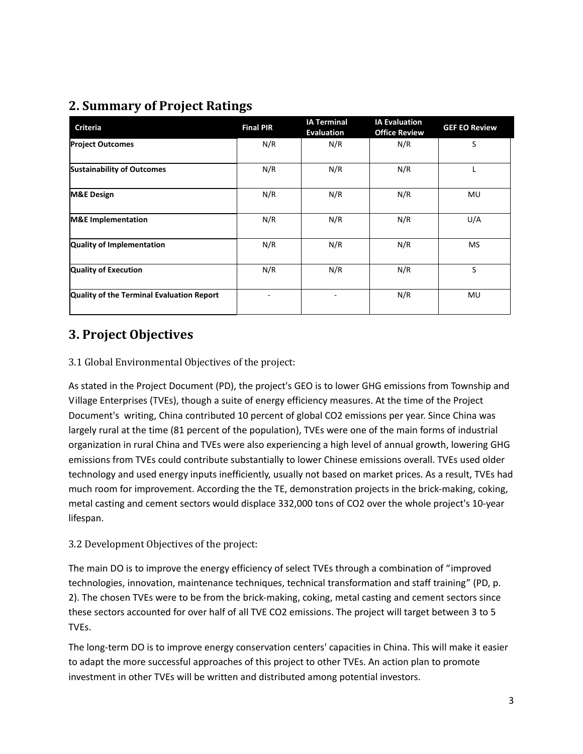## 2. Summary of Project Ratings

| Criteria | Final PIR | IA Terminal Evaluation | IA Evaluation Office Review | GEF EO Review |
|---|---|---|---|---|
| **Project Outcomes** | N/R | N/R | N/R | S |
| **Sustainability of Outcomes** | N/R | N/R | N/R | L |
| **M&E Design** | N/R | N/R | N/R | MU |
| **M&E Implementation** | N/R | N/R | N/R | U/A |
| **Quality of Implementation** | N/R | N/R | N/R | MS |
| **Quality of Execution** | N/R | N/R | N/R | S |
| **Quality of the Terminal Evaluation Report** | - | - | N/R | MU |

## 3. Project Objectives

### 3.1 Global Environmental Objectives of the project:

As stated in the Project Document (PD), the project's GEO is to lower GHG emissions from Township and Village Enterprises (TVEs), though a suite of energy efficiency measures. At the time of the Project Document's writing, China contributed 10 percent of global $CO_2$ emissions per year. Since China was largely rural at the time (81 percent of the population), TVEs were one of the main forms of industrial organization in rural China and TVEs were also experiencing a high level of annual growth, lowering GHG emissions from TVEs could contribute substantially to lower Chinese emissions overall. TVEs used older technology and used energy inputs inefficiently, usually not based on market prices. As a result, TVEs had much room for improvement. According the the TE, demonstration projects in the brick-making, coking, metal casting and cement sectors would displace 332,000 tons of $CO_2$ over the whole project's 10-year lifespan.

### 3.2 Development Objectives of the project:

The main DO is to improve the energy efficiency of select TVEs through a combination of "improved technologies, innovation, maintenance techniques, technical transformation and staff training" (PD, p. 2). The chosen TVEs were to be from the brick-making, coking, metal casting and cement sectors since these sectors accounted for over half of all TVE $CO_2$ emissions. The project will target between 3 to 5 TVEs.

The long-term DO is to improve energy conservation centers' capacities in China. This will make it easier to adapt the more successful approaches of this project to other TVEs. An action plan to promote investment in other TVEs will be written and distributed among potential investors.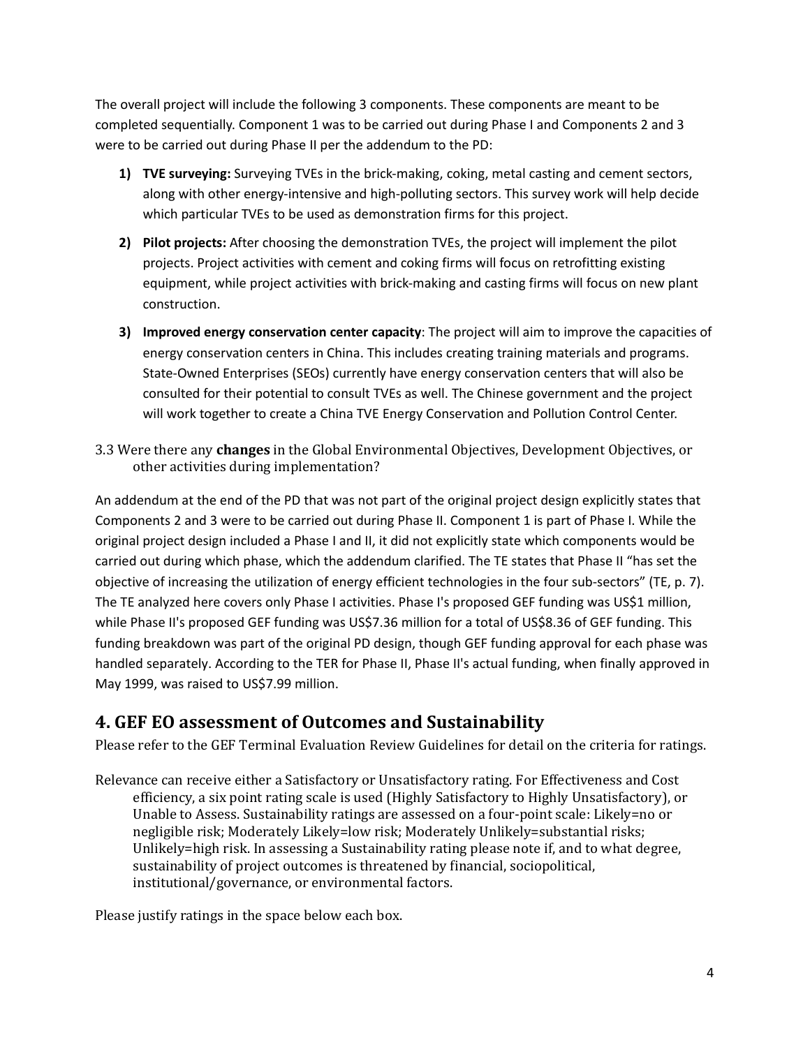The overall project will include the following 3 components. These components are meant to be completed sequentially. Component 1 was to be carried out during Phase I and Components 2 and 3 were to be carried out during Phase II per the addendum to the PD:

1) **TVE surveying:** Surveying TVEs in the brick-making, coking, metal casting and cement sectors, along with other energy-intensive and high-polluting sectors. This survey work will help decide which particular TVEs to be used as demonstration firms for this project.
2) **Pilot projects:** After choosing the demonstration TVEs, the project will implement the pilot projects. Project activities with cement and coking firms will focus on retrofitting existing equipment, while project activities with brick-making and casting firms will focus on new plant construction.
3) **Improved energy conservation center capacity**: The project will aim to improve the capacities of energy conservation centers in China. This includes creating training materials and programs. State-Owned Enterprises (SEOs) currently have energy conservation centers that will also be consulted for their potential to consult TVEs as well. The Chinese government and the project will work together to create a China TVE Energy Conservation and Pollution Control Center.

3.3 Were there any **changes** in the Global Environmental Objectives, Development Objectives, or other activities during implementation?

An addendum at the end of the PD that was not part of the original project design explicitly states that Components 2 and 3 were to be carried out during Phase II. Component 1 is part of Phase I. While the original project design included a Phase I and II, it did not explicitly state which components would be carried out during which phase, which the addendum clarified. The TE states that Phase II "has set the objective of increasing the utilization of energy efficient technologies in the four sub-sectors" (TE, p. 7). The TE analyzed here covers only Phase I activities. Phase I's proposed GEF funding was US$1 million, while Phase II's proposed GEF funding was US$7.36 million for a total of US$8.36 of GEF funding. This funding breakdown was part of the original PD design, though GEF funding approval for each phase was handled separately. According to the TER for Phase II, Phase II's actual funding, when finally approved in May 1999, was raised to US$7.99 million.

## 4. GEF EO assessment of Outcomes and Sustainability

Please refer to the GEF Terminal Evaluation Review Guidelines for detail on the criteria for ratings.

Relevance can receive either a Satisfactory or Unsatisfactory rating. For Effectiveness and Cost efficiency, a six point rating scale is used (Highly Satisfactory to Highly Unsatisfactory), or Unable to Assess. Sustainability ratings are assessed on a four-point scale: Likely=no or negligible risk; Moderately Likely=low risk; Moderately Unlikely=substantial risks; Unlikely=high risk. In assessing a Sustainability rating please note if, and to what degree, sustainability of project outcomes is threatened by financial, sociopolitical, institutional/governance, or environmental factors.

Please justify ratings in the space below each box.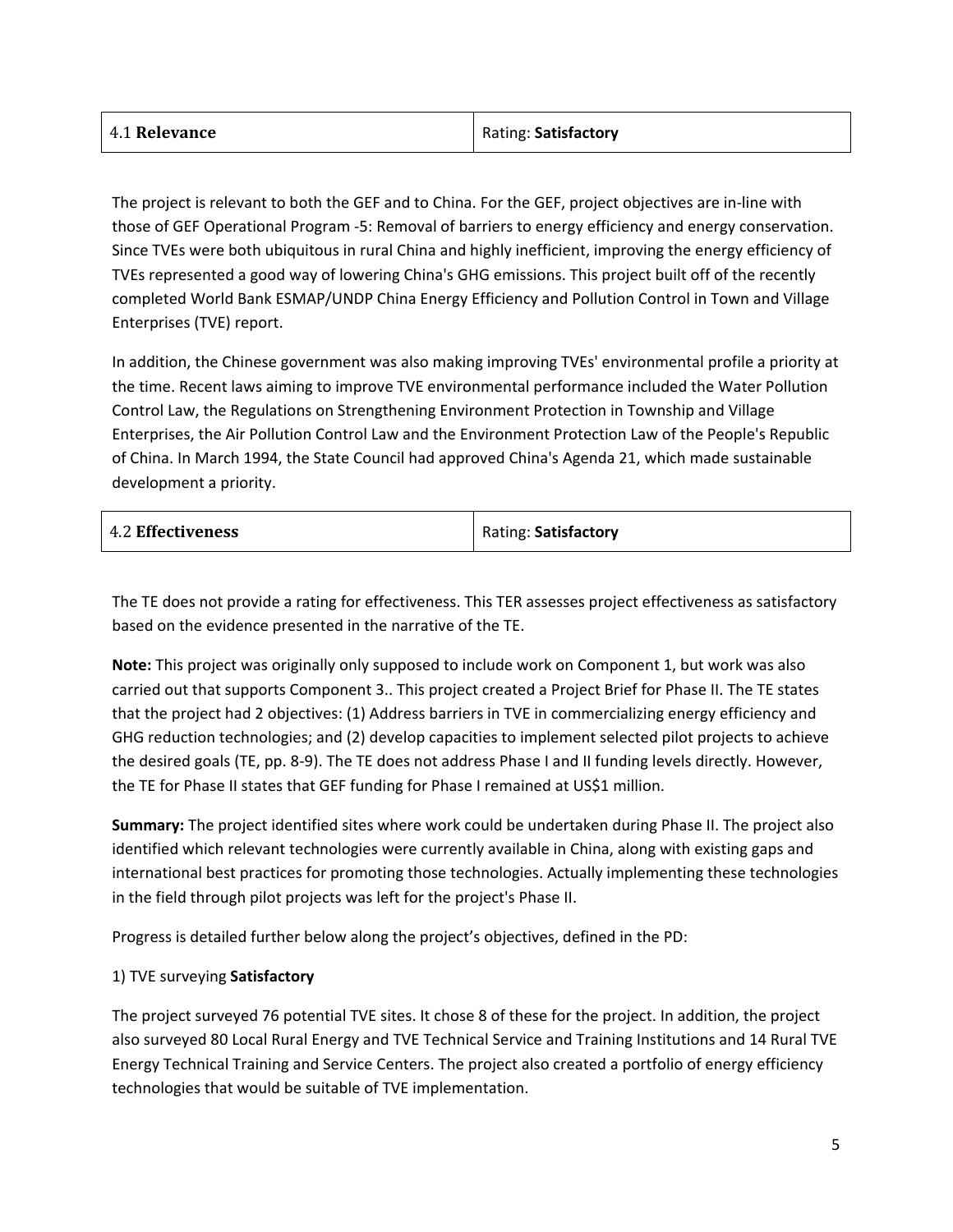| 4.1 **Relevance** | Rating: **Satisfactory** |
| --- | --- |

The project is relevant to both the GEF and to China. For the GEF, project objectives are in-line with those of GEF Operational Program -5: Removal of barriers to energy efficiency and energy conservation. Since TVEs were both ubiquitous in rural China and highly inefficient, improving the energy efficiency of TVEs represented a good way of lowering China's GHG emissions. This project built off of the recently completed World Bank ESMAP/UNDP China Energy Efficiency and Pollution Control in Town and Village Enterprises (TVE) report.

In addition, the Chinese government was also making improving TVEs' environmental profile a priority at the time. Recent laws aiming to improve TVE environmental performance included the Water Pollution Control Law, the Regulations on Strengthening Environment Protection in Township and Village Enterprises, the Air Pollution Control Law and the Environment Protection Law of the People's Republic of China. In March 1994, the State Council had approved China's Agenda 21, which made sustainable development a priority.

| 4.2 **Effectiveness** | Rating: **Satisfactory** |
| --- | --- |

The TE does not provide a rating for effectiveness. This TER assesses project effectiveness as satisfactory based on the evidence presented in the narrative of the TE.

**Note:** This project was originally only supposed to include work on Component 1, but work was also carried out that supports Component 3.. This project created a Project Brief for Phase II. The TE states that the project had 2 objectives: (1) Address barriers in TVE in commercializing energy efficiency and GHG reduction technologies; and (2) develop capacities to implement selected pilot projects to achieve the desired goals (TE, pp. 8-9). The TE does not address Phase I and II funding levels directly. However, the TE for Phase II states that GEF funding for Phase I remained at US$1 million.

**Summary:** The project identified sites where work could be undertaken during Phase II. The project also identified which relevant technologies were currently available in China, along with existing gaps and international best practices for promoting those technologies. Actually implementing these technologies in the field through pilot projects was left for the project's Phase II.

Progress is detailed further below along the project's objectives, defined in the PD:

1) TVE surveying **Satisfactory**

The project surveyed 76 potential TVE sites. It chose 8 of these for the project. In addition, the project also surveyed 80 Local Rural Energy and TVE Technical Service and Training Institutions and 14 Rural TVE Energy Technical Training and Service Centers. The project also created a portfolio of energy efficiency technologies that would be suitable of TVE implementation.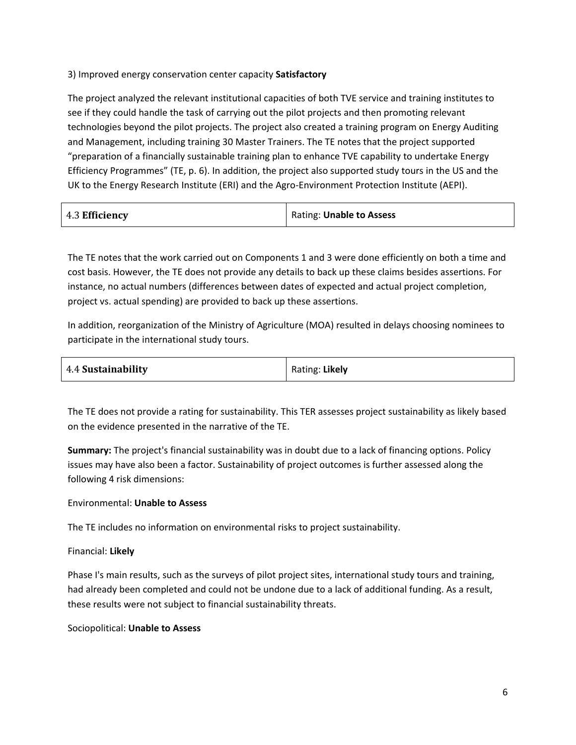3) Improved energy conservation center capacity **Satisfactory**

The project analyzed the relevant institutional capacities of both TVE service and training institutes to see if they could handle the task of carrying out the pilot projects and then promoting relevant technologies beyond the pilot projects. The project also created a training program on Energy Auditing and Management, including training 30 Master Trainers. The TE notes that the project supported "preparation of a financially sustainable training plan to enhance TVE capability to undertake Energy Efficiency Programmes" (TE, p. 6). In addition, the project also supported study tours in the US and the UK to the Energy Research Institute (ERI) and the Agro-Environment Protection Institute (AEPI).

| 4.3 **Efficiency** | Rating: **Unable to Assess** |
|---|---|

The TE notes that the work carried out on Components 1 and 3 were done efficiently on both a time and cost basis. However, the TE does not provide any details to back up these claims besides assertions. For instance, no actual numbers (differences between dates of expected and actual project completion, project vs. actual spending) are provided to back up these assertions.

In addition, reorganization of the Ministry of Agriculture (MOA) resulted in delays choosing nominees to participate in the international study tours.

| 4.4 **Sustainability** | Rating: **Likely** |
|---|---|

The TE does not provide a rating for sustainability. This TER assesses project sustainability as likely based on the evidence presented in the narrative of the TE.

**Summary:** The project's financial sustainability was in doubt due to a lack of financing options. Policy issues may have also been a factor. Sustainability of project outcomes is further assessed along the following 4 risk dimensions:

Environmental: **Unable to Assess**

The TE includes no information on environmental risks to project sustainability.

Financial: **Likely**

Phase I's main results, such as the surveys of pilot project sites, international study tours and training, had already been completed and could not be undone due to a lack of additional funding. As a result, these results were not subject to financial sustainability threats.

Sociopolitical: **Unable to Assess**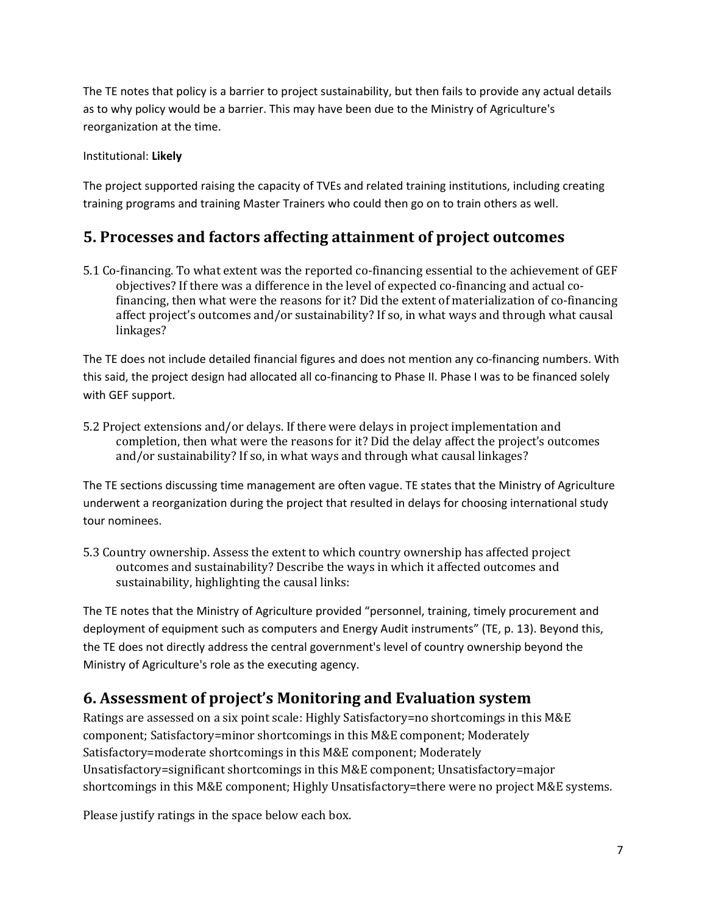The TE notes that policy is a barrier to project sustainability, but then fails to provide any actual details as to why policy would be a barrier. This may have been due to the Ministry of Agriculture's reorganization at the time.

Institutional: **Likely**

The project supported raising the capacity of TVEs and related training institutions, including creating training programs and training Master Trainers who could then go on to train others as well.

## 5. Processes and factors affecting attainment of project outcomes

5.1 Co-financing. To what extent was the reported co-financing essential to the achievement of GEF objectives? If there was a difference in the level of expected co-financing and actual co-financing, then what were the reasons for it? Did the extent of materialization of co-financing affect project's outcomes and/or sustainability? If so, in what ways and through what causal linkages?

The TE does not include detailed financial figures and does not mention any co-financing numbers. With this said, the project design had allocated all co-financing to Phase II. Phase I was to be financed solely with GEF support.

5.2 Project extensions and/or delays. If there were delays in project implementation and completion, then what were the reasons for it? Did the delay affect the project's outcomes and/or sustainability? If so, in what ways and through what causal linkages?

The TE sections discussing time management are often vague. TE states that the Ministry of Agriculture underwent a reorganization during the project that resulted in delays for choosing international study tour nominees.

5.3 Country ownership. Assess the extent to which country ownership has affected project outcomes and sustainability? Describe the ways in which it affected outcomes and sustainability, highlighting the causal links:

The TE notes that the Ministry of Agriculture provided "personnel, training, timely procurement and deployment of equipment such as computers and Energy Audit instruments" (TE, p. 13). Beyond this, the TE does not directly address the central government's level of country ownership beyond the Ministry of Agriculture's role as the executing agency.

## 6. Assessment of project's Monitoring and Evaluation system

Ratings are assessed on a six point scale: Highly Satisfactory=no shortcomings in this M&E component; Satisfactory=minor shortcomings in this M&E component; Moderately Satisfactory=moderate shortcomings in this M&E component; Moderately Unsatisfactory=significant shortcomings in this M&E component; Unsatisfactory=major shortcomings in this M&E component; Highly Unsatisfactory=there were no project M&E systems.

Please justify ratings in the space below each box.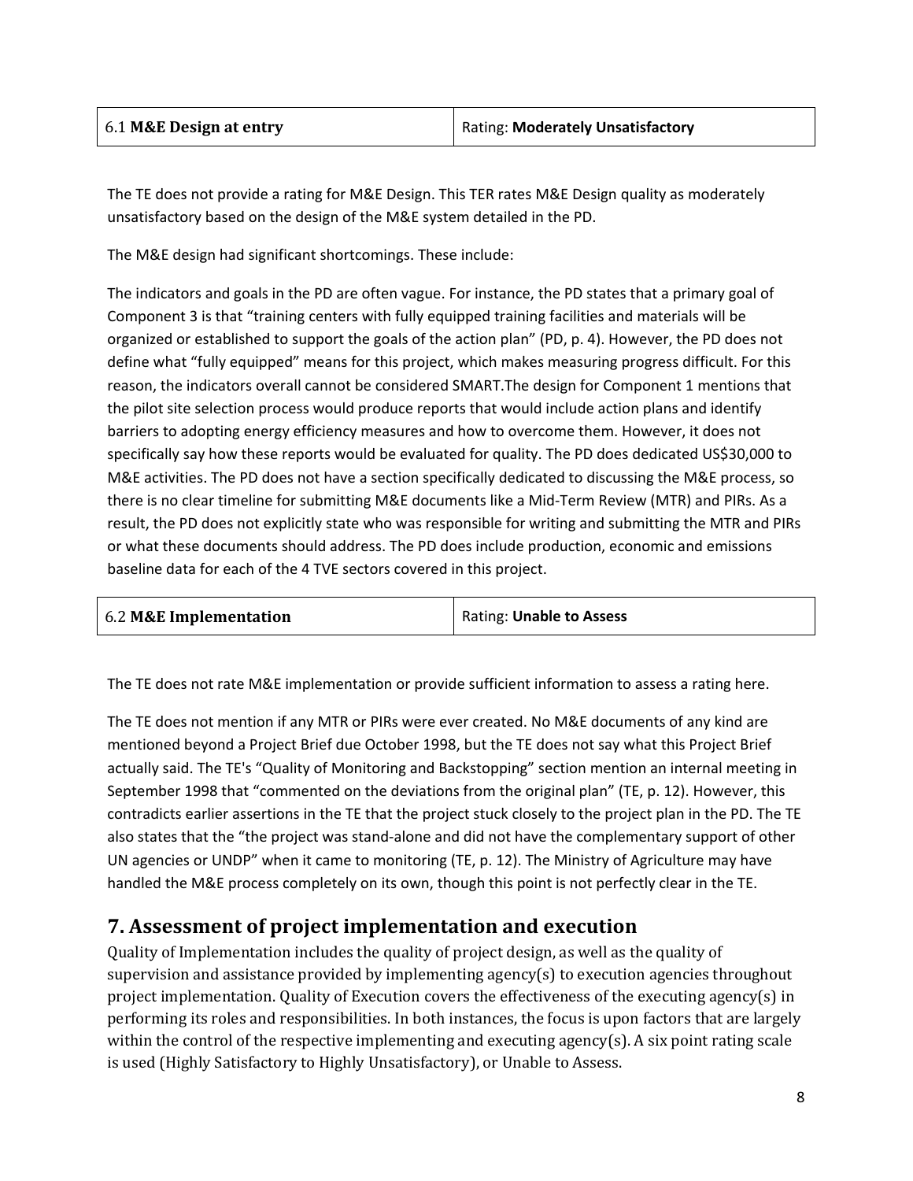| 6.1 **M&E Design at entry** | Rating: **Moderately Unsatisfactory** |
|---|---|

The TE does not provide a rating for M&E Design. This TER rates M&E Design quality as moderately unsatisfactory based on the design of the M&E system detailed in the PD.

The M&E design had significant shortcomings. These include:

The indicators and goals in the PD are often vague. For instance, the PD states that a primary goal of Component 3 is that "training centers with fully equipped training facilities and materials will be organized or established to support the goals of the action plan" (PD, p. 4). However, the PD does not define what "fully equipped" means for this project, which makes measuring progress difficult. For this reason, the indicators overall cannot be considered SMART.The design for Component 1 mentions that the pilot site selection process would produce reports that would include action plans and identify barriers to adopting energy efficiency measures and how to overcome them. However, it does not specifically say how these reports would be evaluated for quality. The PD does dedicated US$30,000 to M&E activities. The PD does not have a section specifically dedicated to discussing the M&E process, so there is no clear timeline for submitting M&E documents like a Mid-Term Review (MTR) and PIRs. As a result, the PD does not explicitly state who was responsible for writing and submitting the MTR and PIRs or what these documents should address. The PD does include production, economic and emissions baseline data for each of the 4 TVE sectors covered in this project.

| 6.2 **M&E Implementation** | Rating: **Unable to Assess** |
|---|---|

The TE does not rate M&E implementation or provide sufficient information to assess a rating here.

The TE does not mention if any MTR or PIRs were ever created. No M&E documents of any kind are mentioned beyond a Project Brief due October 1998, but the TE does not say what this Project Brief actually said. The TE's "Quality of Monitoring and Backstopping" section mention an internal meeting in September 1998 that "commented on the deviations from the original plan" (TE, p. 12). However, this contradicts earlier assertions in the TE that the project stuck closely to the project plan in the PD. The TE also states that the "the project was stand-alone and did not have the complementary support of other UN agencies or UNDP" when it came to monitoring (TE, p. 12). The Ministry of Agriculture may have handled the M&E process completely on its own, though this point is not perfectly clear in the TE.

## 7. Assessment of project implementation and execution

Quality of Implementation includes the quality of project design, as well as the quality of supervision and assistance provided by implementing agency(s) to execution agencies throughout project implementation. Quality of Execution covers the effectiveness of the executing agency(s) in performing its roles and responsibilities. In both instances, the focus is upon factors that are largely within the control of the respective implementing and executing agency(s). A six point rating scale is used (Highly Satisfactory to Highly Unsatisfactory), or Unable to Assess.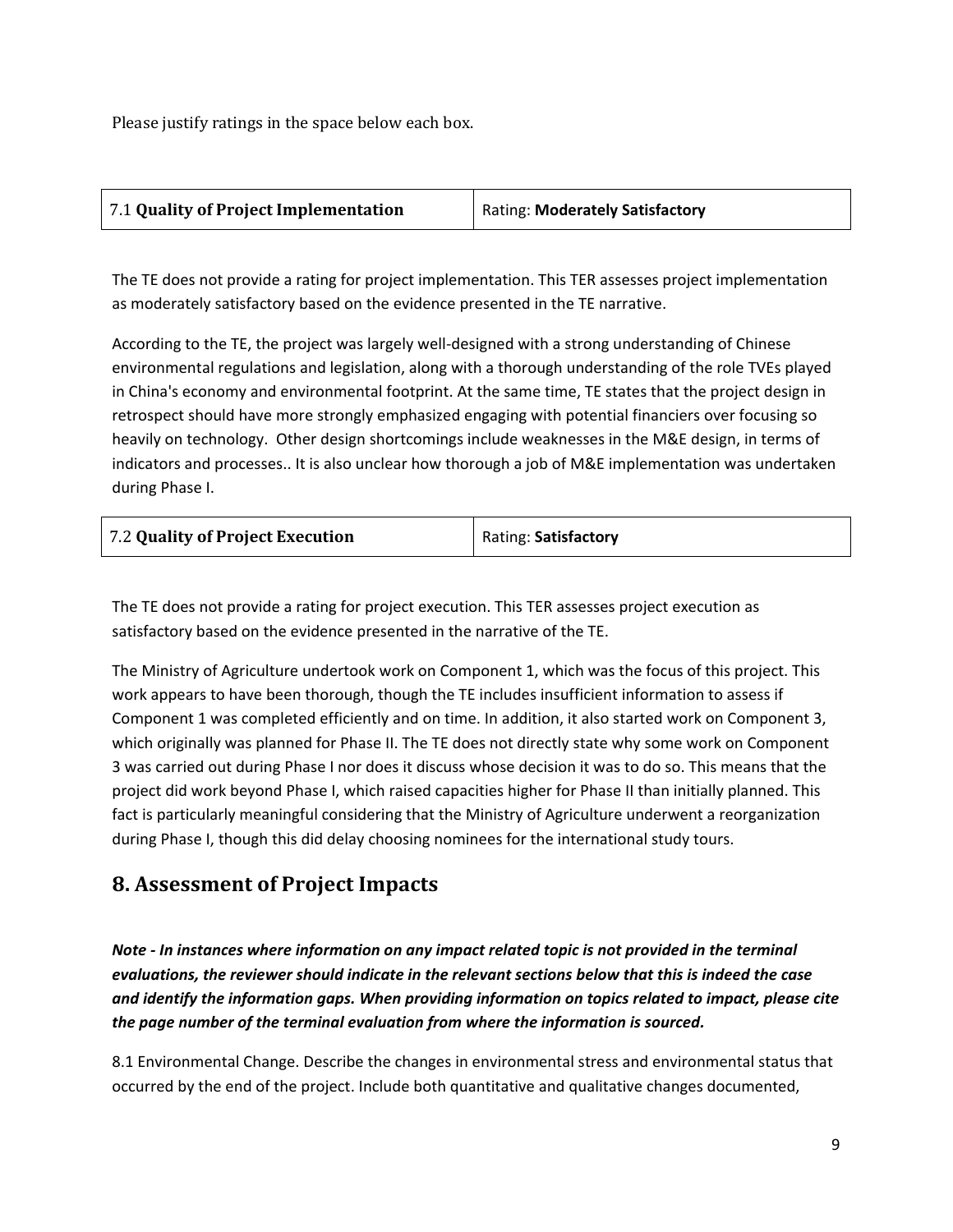Please justify ratings in the space below each box.

| 7.1 **Quality of Project Implementation** | Rating: **Moderately Satisfactory** |
|---|---|

The TE does not provide a rating for project implementation. This TER assesses project implementation as moderately satisfactory based on the evidence presented in the TE narrative.

According to the TE, the project was largely well-designed with a strong understanding of Chinese environmental regulations and legislation, along with a thorough understanding of the role TVEs played in China's economy and environmental footprint. At the same time, TE states that the project design in retrospect should have more strongly emphasized engaging with potential financiers over focusing so heavily on technology. Other design shortcomings include weaknesses in the M&E design, in terms of indicators and processes.. It is also unclear how thorough a job of M&E implementation was undertaken during Phase I.

| 7.2 **Quality of Project Execution** | Rating: **Satisfactory** |
|---|---|

The TE does not provide a rating for project execution. This TER assesses project execution as satisfactory based on the evidence presented in the narrative of the TE.

The Ministry of Agriculture undertook work on Component 1, which was the focus of this project. This work appears to have been thorough, though the TE includes insufficient information to assess if Component 1 was completed efficiently and on time. In addition, it also started work on Component 3, which originally was planned for Phase II. The TE does not directly state why some work on Component 3 was carried out during Phase I nor does it discuss whose decision it was to do so. This means that the project did work beyond Phase I, which raised capacities higher for Phase II than initially planned. This fact is particularly meaningful considering that the Ministry of Agriculture underwent a reorganization during Phase I, though this did delay choosing nominees for the international study tours.

## 8. Assessment of Project Impacts

***Note - In instances where information on any impact related topic is not provided in the terminal evaluations, the reviewer should indicate in the relevant sections below that this is indeed the case and identify the information gaps. When providing information on topics related to impact, please cite the page number of the terminal evaluation from where the information is sourced.***

8.1 Environmental Change. Describe the changes in environmental stress and environmental status that occurred by the end of the project. Include both quantitative and qualitative changes documented,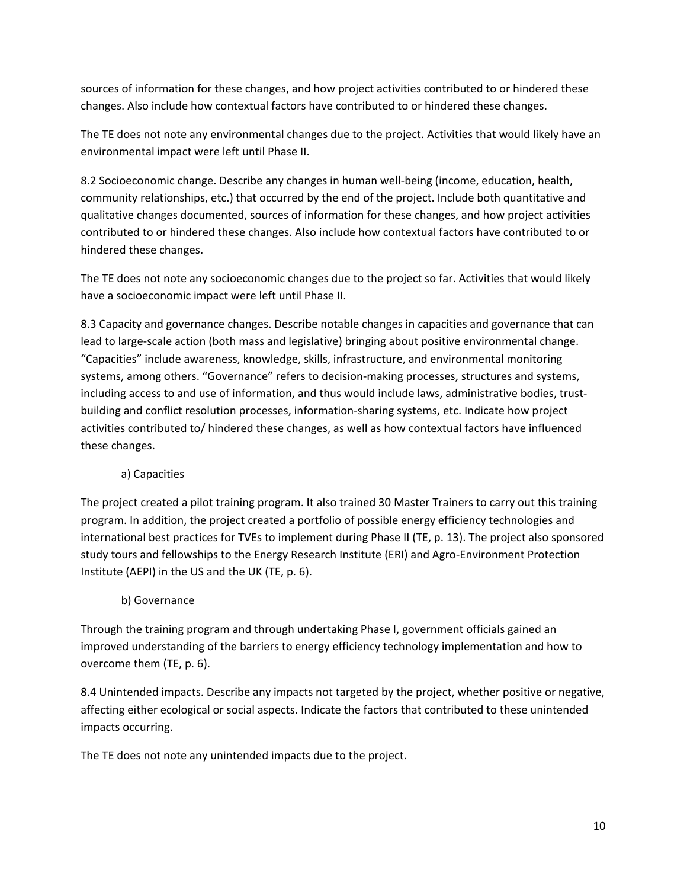sources of information for these changes, and how project activities contributed to or hindered these changes. Also include how contextual factors have contributed to or hindered these changes.

The TE does not note any environmental changes due to the project. Activities that would likely have an environmental impact were left until Phase II.

8.2 Socioeconomic change. Describe any changes in human well-being (income, education, health, community relationships, etc.) that occurred by the end of the project. Include both quantitative and qualitative changes documented, sources of information for these changes, and how project activities contributed to or hindered these changes. Also include how contextual factors have contributed to or hindered these changes.

The TE does not note any socioeconomic changes due to the project so far. Activities that would likely have a socioeconomic impact were left until Phase II.

8.3 Capacity and governance changes. Describe notable changes in capacities and governance that can lead to large-scale action (both mass and legislative) bringing about positive environmental change. "Capacities" include awareness, knowledge, skills, infrastructure, and environmental monitoring systems, among others. "Governance" refers to decision-making processes, structures and systems, including access to and use of information, and thus would include laws, administrative bodies, trust-building and conflict resolution processes, information-sharing systems, etc. Indicate how project activities contributed to/ hindered these changes, as well as how contextual factors have influenced these changes.

a) Capacities

The project created a pilot training program. It also trained 30 Master Trainers to carry out this training program. In addition, the project created a portfolio of possible energy efficiency technologies and international best practices for TVEs to implement during Phase II (TE, p. 13). The project also sponsored study tours and fellowships to the Energy Research Institute (ERI) and Agro-Environment Protection Institute (AEPI) in the US and the UK (TE, p. 6).

b) Governance

Through the training program and through undertaking Phase I, government officials gained an improved understanding of the barriers to energy efficiency technology implementation and how to overcome them (TE, p. 6).

8.4 Unintended impacts. Describe any impacts not targeted by the project, whether positive or negative, affecting either ecological or social aspects. Indicate the factors that contributed to these unintended impacts occurring.

The TE does not note any unintended impacts due to the project.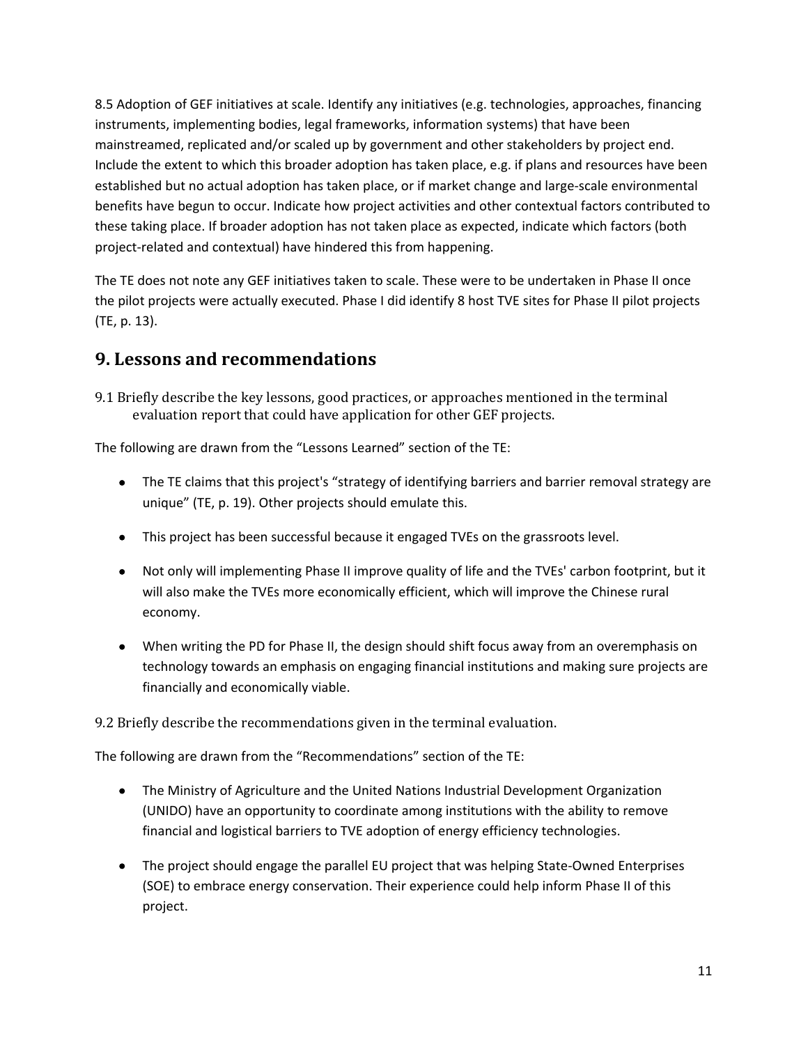8.5 Adoption of GEF initiatives at scale. Identify any initiatives (e.g. technologies, approaches, financing instruments, implementing bodies, legal frameworks, information systems) that have been mainstreamed, replicated and/or scaled up by government and other stakeholders by project end. Include the extent to which this broader adoption has taken place, e.g. if plans and resources have been established but no actual adoption has taken place, or if market change and large-scale environmental benefits have begun to occur. Indicate how project activities and other contextual factors contributed to these taking place. If broader adoption has not taken place as expected, indicate which factors (both project-related and contextual) have hindered this from happening.

The TE does not note any GEF initiatives taken to scale. These were to be undertaken in Phase II once the pilot projects were actually executed. Phase I did identify 8 host TVE sites for Phase II pilot projects (TE, p. 13).

## 9. Lessons and recommendations

9.1 Briefly describe the key lessons, good practices, or approaches mentioned in the terminal evaluation report that could have application for other GEF projects.

The following are drawn from the "Lessons Learned" section of the TE:

- The TE claims that this project's "strategy of identifying barriers and barrier removal strategy are unique" (TE, p. 19). Other projects should emulate this.
- This project has been successful because it engaged TVEs on the grassroots level.
- Not only will implementing Phase II improve quality of life and the TVEs' carbon footprint, but it will also make the TVEs more economically efficient, which will improve the Chinese rural economy.
- When writing the PD for Phase II, the design should shift focus away from an overemphasis on technology towards an emphasis on engaging financial institutions and making sure projects are financially and economically viable.

9.2 Briefly describe the recommendations given in the terminal evaluation.

The following are drawn from the "Recommendations" section of the TE:

- The Ministry of Agriculture and the United Nations Industrial Development Organization (UNIDO) have an opportunity to coordinate among institutions with the ability to remove financial and logistical barriers to TVE adoption of energy efficiency technologies.
- The project should engage the parallel EU project that was helping State-Owned Enterprises (SOE) to embrace energy conservation. Their experience could help inform Phase II of this project.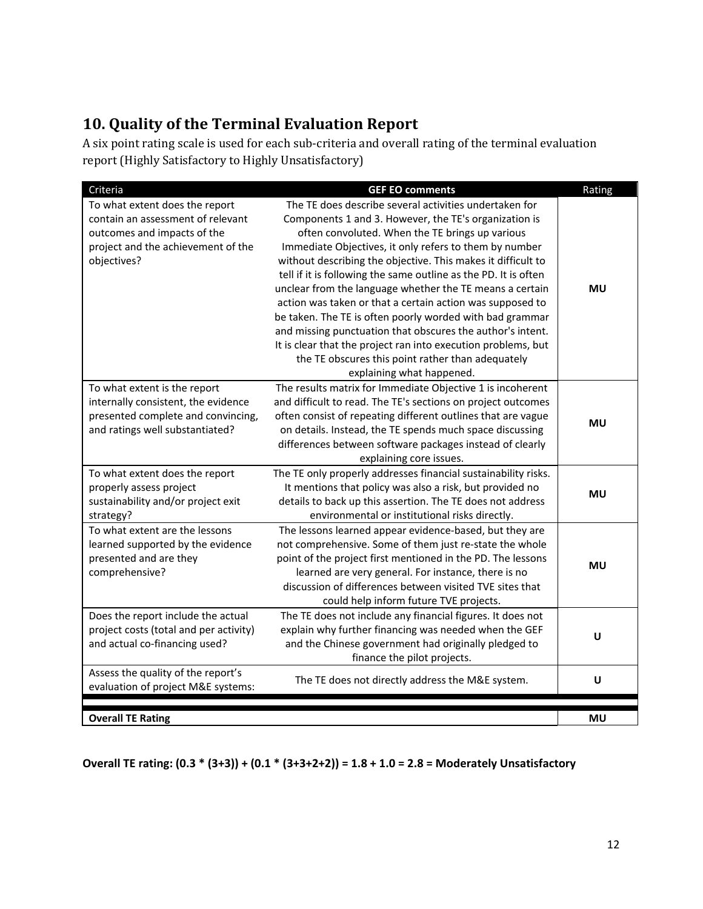## 10. Quality of the Terminal Evaluation Report

A six point rating scale is used for each sub-criteria and overall rating of the terminal evaluation report (Highly Satisfactory to Highly Unsatisfactory)

| Criteria | GEF EO comments | Rating |
|---|---|---|
| To what extent does the report contain an assessment of relevant outcomes and impacts of the project and the achievement of the objectives? | The TE does describe several activities undertaken for Components 1 and 3. However, the TE's organization is often convoluted. When the TE brings up various Immediate Objectives, it only refers to them by number without describing the objective. This makes it difficult to tell if it is following the same outline as the PD. It is often unclear from the language whether the TE means a certain action was taken or that a certain action was supposed to be taken. The TE is often poorly worded with bad grammar and missing punctuation that obscures the author's intent. It is clear that the project ran into execution problems, but the TE obscures this point rather than adequately explaining what happened. | **MU** |
| To what extent is the report internally consistent, the evidence presented complete and convincing, and ratings well substantiated? | The results matrix for Immediate Objective 1 is incoherent and difficult to read. The TE's sections on project outcomes often consist of repeating different outlines that are vague on details. Instead, the TE spends much space discussing differences between software packages instead of clearly explaining core issues. | **MU** |
| To what extent does the report properly assess project sustainability and/or project exit strategy? | The TE only properly addresses financial sustainability risks. It mentions that policy was also a risk, but provided no details to back up this assertion. The TE does not address environmental or institutional risks directly. | **MU** |
| To what extent are the lessons learned supported by the evidence presented and are they comprehensive? | The lessons learned appear evidence-based, but they are not comprehensive. Some of them just re-state the whole point of the project first mentioned in the PD. The lessons learned are very general. For instance, there is no discussion of differences between visited TVE sites that could help inform future TVE projects. | **MU** |
| Does the report include the actual project costs (total and per activity) and actual co-financing used? | The TE does not include any financial figures. It does not explain why further financing was needed when the GEF and the Chinese government had originally pledged to finance the pilot projects. | **U** |
| Assess the quality of the report's evaluation of project M&E systems: | The TE does not directly address the M&E system. | **U** |
| **Overall TE Rating** | | **MU** |

**Overall TE rating: (0.3 * (3+3)) + (0.1 * (3+3+2+2)) = 1.8 + 1.0 = 2.8 = Moderately Unsatisfactory**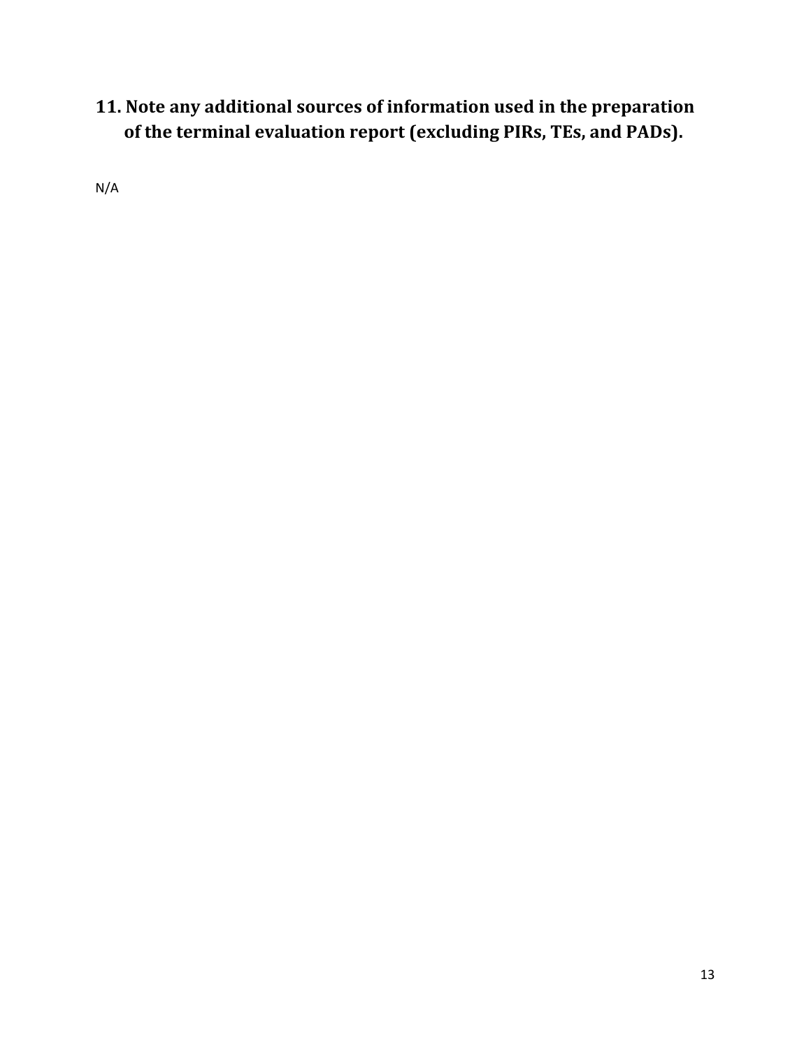## 11. Note any additional sources of information used in the preparation of the terminal evaluation report (excluding PIRs, TEs, and PADs).

N/A